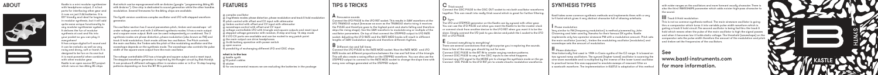# ABOUT

Kastle is a mini modular synthesizer with headphone output, 2 in/out ports for interfacing other gear and it runs on just 3 AA batteries. It is DIY friendly and ideal for beginners to modular synthesis, but it will satisfy the more unique functionality to any modular synthesizer systems. It obtains the fun of modular synthesis at cost and fits into your pocket so you can play it anywhere.

It has unique digital lo-fi sound and it can be creatively used as noisy and droney, rich or harsh. It is designed to be fun on its own but it is also meant to be combined with other modular gear.

Kastle is an open source DIY project which runs on two ATtiny 85 chips that which can be reprogrammed with an Arduino (google: "programming ATtiny 85 with Arduino"). One chip is dedicated to sound generation while the other handles modulation. Several firmwares for the ATtiny chips are available.

The Synth version combines complex oscillator and LFO with stepped waveform generator.

The oscillator section has 3 sound parameters pitch, timbre and waveshape - all under voltage control and with 3 different synthesis modes. It has a main output and a square wave output. Both can be used independently or combined. The 3 synthesis modes are phase distortion, phase modulation (also known as FM) and track & hold modulation. Each mode utilizes two oscillators. The Pitch controls the main oscillator, the Timbre sets the pitch of the modulating oscillator and the waveshape depends on the synthesis mode. The waveshape also controls the pulse width of the square wave output from the main oscillator.

The voltage controllable LFO has a triangle and square output and a reset input. The stepped waveform generator is inspired by the Rungler circuit by Rob Hordijk. It can produce 8 different voltages which are combined to either 8 or 16 step looping patterns depending on how the RT IN is patched.

# FEATURES

- complex oscillator
- 3 synthesis modes: phase distortion, phase modulation and track & hold modulation
- pitch control with offset and CV input with attenuator
- timbre control with offset and CV input with attenuator
- waveshape control with offset and CV input
- voltage-controlled LFO with triangle and square outputs and reset input
- stepped voltage generator with random, 8 step and loop 16 step mode
- 0-5V CV ports are readable and can be routed to any patch point
- 2x patchable gate/rate inputs
- 3x AA battery power with power switch
- open source
- possible to exchanging different LFO and OSC chips

**what is in the box**

- kastle synth
- 10 patch cables
- sticker
- for environmental reasons we are excluding the batteries in the package

# TIPS & TRICKS

## A Percussive sounds

Connect the LFO PULSE to the LFO RST socket. This results in SAW waveform at the LFO TRIANGLE output (because as soon as the TRIANGLE starts rising it receives the PULSE and therefore goes to the highest point and starts falling and therefore no rise in the rising stage). Use the SAW waveform to modulate any or multiple of the oscillator parameters. On top of that connect the STEPPED output to LFO MODE socket. Adjusting the LFO RATE and the RATE knob makes it well in different length of the SAW waveform and therefore different rhythms.

## B Different rise and fall times

Connect the LFO PULSE to the RATE MOD socket. Now the RATE MOD and LFO RATE knobs set different speed/portions between the rise and fall time of the triangle. This can be used for example on effect on the STEPPED waveform. You can also use the STEPPED output to connect to the RATE MOD socket to change the slope time with every new voltage generated at the STEPPED output.

## C Thick sound

Connect the OSC PULSE to the OSC OUT socket to mix both oscillator waveforms together. This can result into really thick sound which is great for further filtering.

## D Sync

The LFO and STEPPED generator on the Kastle can be synced with other gear. You can use the LFO PULSE out when you want the Kastle to be the master clock or connect clock from another device to the LFO RST when you want it to be the slave. Simply connect the I/O pair to your device and patch the I socket to the LFO RST or LFO PULSE.

## E Connect everything to everything!

There are several connections that might surprise you in exploring the sounds. Here is a few of the ones you should try out for sure:

Connect OSC PULSE to the RATE MOD for the weird crazy random patterns
Connect OSC PULSE to any of the OSC inputs for wild timbre
Connect any LFO signal to the MODE pin to change the synthesis mode on the go
Connect OSC PULSE to the LFO RST pin to create chaotic modulation waveforms.

# SYNTHESIS TYPES

Kastle takes some common synthesis methods and implements them with a very lo-fi twist which gives it very distinct character full of aliasing artefacts.

## I Phase modulation

Very similar to FM (frequency modulation) is method pioneered by John Chowning and later used by Yamaha for their famous DX synths. Kastle implements only two operators (oscillators) for a modulation amount. Pitch sets the main oscillator (carrier), Timbre the modulation oscillator (modulator) and waveshape sets the amount of modulation.

## II Phase distortion

Was historically first used in 1984 in Casio synths of the CZ range. It is based on two synchronized (hard sync) oscillators. The trigger (hard-synced) oscillator is scanning the sine wavetable and is multiplied by the inverse of the lower-tuned oscillator. In practical terms this can approach to results of resonant filter on a sawtooth waveform. The implementation in KASTLE is adaptation of this method with wider ranges on the oscillators and more formant results character. There is also the third WAVESHAPE parameter which adds noise+high pass character to the sound.

## III Track & Hold modulation

This is not so common synthesis method. The main sinewave oscillator is going thru a comparator which turns it into variable pulse width waveform which is gating a track & hold circuit. The second oscillator is being fed thru the track & hold which means when the pulse of the main oscillator is high the signal passes and when it becomes low it holds static values. The threshold (waveshape) in the comparator sets the pulse width therefore the amount of the modulation and pitch and timbre set the frequencies of the oscillators.

**See www.bastl-instruments.com for more information.**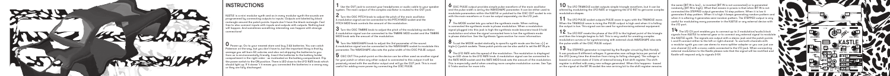# INSTRUCTIONS

KASTLE is a mini modular synth and as in every modular synth thousands are programmed by connecting outputs to inputs. Outputs are labeled by black rectangle around the patch points. Inputs don't have the black rectangle. Feel free to also connect inputs with inputs and outputs with outputs. Nothing bad will happen. And sometimes something interesting can happen with strange connections!

0 Power up: Go to your nearest store and buy 3 AA batteries. You can catch Pokémon on the way, but you don't have to, but the important thing is that by average you will burn 50 calories and also not skipping the batteries to you there as a environmentally friendly. Insert the batteries to the battery holder compartment in the right order - as indicated on the battery compartment. Flip the power switch to the ON position. There is LED close to the USB jack which should light up. If it doesn't, it means you connected the batteries in a wrong way or they are fully discharged.

1 Use the OUT jack to connect your headphones or audio cable to your speaker system. The main output of the complex oscillator is routed to the OUT jack.

2 Turn the OSC PITCH knob to adjust the pitch of the main oscillator. A modulation signal can be connected to the PITCH MOD socket and the PITCH MOD knob controls the amount of the modulation.

3 Turn the OSC TIMBRE knob to adjust the pitch of the modulating oscillator. A modulation signal can be connected to the TIMBRE MOD socket and the TIMBRE MOD knob sets the amount of the modulation.

4 Turn the WAVESHAPE knob to adjust the 3rd parameter of the sound. A modulation signal can be connected to the WAVESHAPE socket to modulate this parameter. The WAVESHAPE also sets the pulse width of the OSC PULSE output.

5 OSC OUT: This patch point on the device can be used as another signal for your patch or when any other output is connected to this output it will be passively mixed with the oscillator output and will go the OUT jack. This is most useful for adding more power by connecting the OSC PULSE.

6 OSC PULSE output provides simple pulse waveform of the main oscillator and the pulse width is set by the WAVESHAPE parameter. It can be either used to modulate parameters within the KASTLE or patched to the OSC OUT socket to mix with the main waveform or it can be output separately via the LFO jack.

7 The MODE socket lets you select the synthesis mode. When nothing is connected the synthesis mode is phase modulation. When a modulation signal plugged into this jack is high the synthesis mode becomes track & hold modulation and when the signal connected here is low the synthesis mode is phase distortion. See the Synthesis Types section for more information.

8 To set the MODE socket statically to specific synth mode use the low (-) or high (+) patch sockets. These patch points can be also useful to set the BIT IN pin.

9 The LFO RATE sets the speed of the modulation. The modulation is displayed by an LED close to the LFO RATE knob. A modulation signal can be connected to the RATE MOD socket and the RATE MOD knob sets the amount of the modulation. This is especially useful when creating more complex modulation curves. See Tips & Tricks section for more info.

10 The LFO TRIANGLE socket outputs simple triangle waveform, but it can be altered by modulating the LFO RATE or triggering the LFO RST to get some complex modulation shapes.

11 The LFO PULSE socket outputs PULSE wave in sync with the TRIANGLE wave. When the TRIANGLE wave is rising the PULSE output is high and when it is falling the output is low. This signal can be used for synchronizing external equipment.

12 The LFO RST resets the phase of the LFO to the highest point of the triangle and then the triangle begins to fall. This is very useful to creating complex modulation curves or synchronizing with external clock.WAVESHAPE also sets the pulse width of the OSC PULSE output.

13 The STEPPED generator is inspired by the Rungler circuit by Rob Hordijk. It can produce 8 different voltage levels. It generates new voltage levels per period of the LFO (every time the LFO goes from rising to falling phase). The direction is set based on current state of 3 bits of internal binary 8 bit shift register. The shift register is shifted with every new voltage generated. When this happens - based on the signal at the BIT IN socket the new arriving bit to the shift register remains the same (BIT IN is low) - is inverted (BIT IN is not connected) or is generated randomly (BIT IN is high). What that means in case is that when BIT IN is not connected the STEPPED output generates 16 step pattern. When it is low it generates 8 step pattern. When it is high it keeps generating random pattern and when it is altering it generates semi random pattern. The STEPPED output is very useful for modulating many parameters in the KASTLE or any external device with the CV.

14 The I/O CV port enables you to connect up to 2 modulation/audio/clock signals from KASTLE to external gear or to connect any external signal to modulate the KASTLE synth. The signals are split with a stereo jack and the patch points L and R correspond either to the left or right channel. To use both channels with a modular synth you can use stereo to mono splitter adapter or you can just use one channel (L) with a mono cable connected to the I/O jack. When connecting external modulation to the Kastle please note that the signal will be rectified and Kastle will respond only to signals 0-5V.